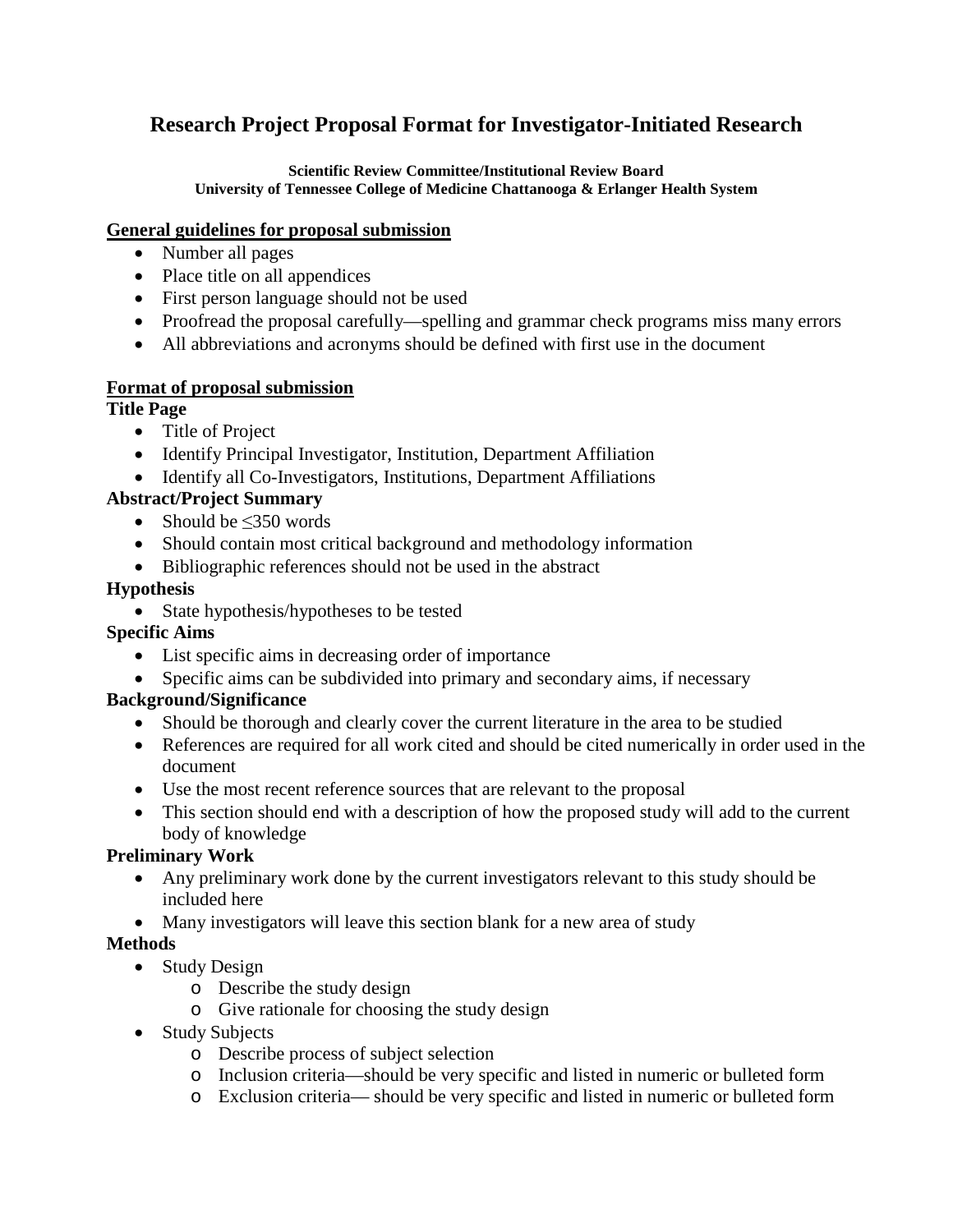# Research Project Proposal Format for Investigator-Initiated Research

**Scientific Review Committee/Institutional Review Board**
**University of Tennessee College of Medicine Chattanooga & Erlanger Health System**

## General guidelines for proposal submission

- Number all pages
- Place title on all appendices
- First person language should not be used
- Proofread the proposal carefully—spelling and grammar check programs miss many errors
- All abbreviations and acronyms should be defined with first use in the document

## Format of proposal submission

### Title Page

- Title of Project
- Identify Principal Investigator, Institution, Department Affiliation
- Identify all Co-Investigators, Institutions, Department Affiliations

### Abstract/Project Summary

- Should be ≤350 words
- Should contain most critical background and methodology information
- Bibliographic references should not be used in the abstract

### Hypothesis

- State hypothesis/hypotheses to be tested

### Specific Aims

- List specific aims in decreasing order of importance
- Specific aims can be subdivided into primary and secondary aims, if necessary

### Background/Significance

- Should be thorough and clearly cover the current literature in the area to be studied
- References are required for all work cited and should be cited numerically in order used in the document
- Use the most recent reference sources that are relevant to the proposal
- This section should end with a description of how the proposed study will add to the current body of knowledge

### Preliminary Work

- Any preliminary work done by the current investigators relevant to this study should be included here
- Many investigators will leave this section blank for a new area of study

### Methods

- Study Design
  - Describe the study design
  - Give rationale for choosing the study design
- Study Subjects
  - Describe process of subject selection
  - Inclusion criteria—should be very specific and listed in numeric or bulleted form
  - Exclusion criteria— should be very specific and listed in numeric or bulleted form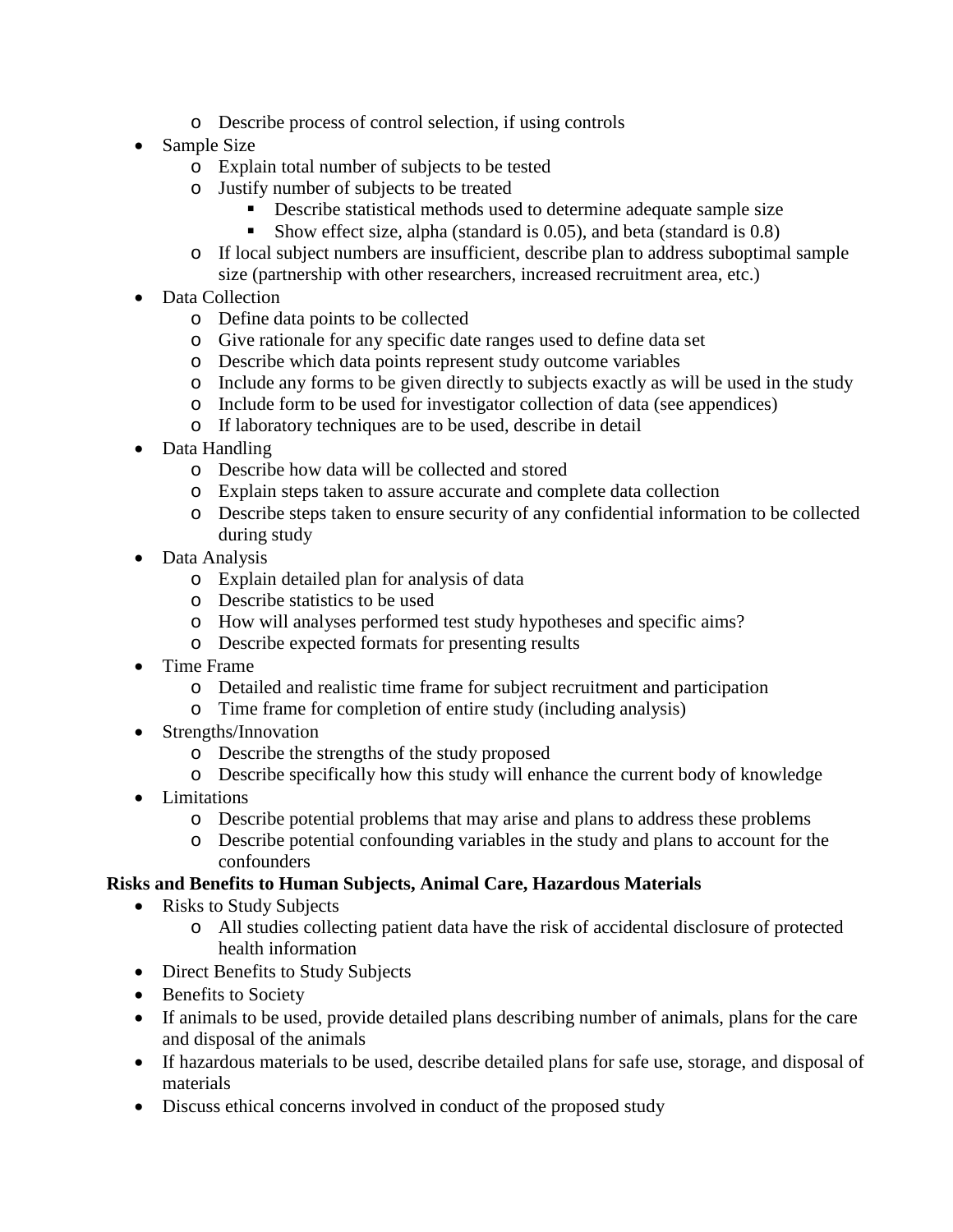- Describe process of control selection, if using controls
- Sample Size
    - Explain total number of subjects to be tested
    - Justify number of subjects to be treated
        - Describe statistical methods used to determine adequate sample size
        - Show effect size, alpha (standard is 0.05), and beta (standard is 0.8)
    - If local subject numbers are insufficient, describe plan to address suboptimal sample size (partnership with other researchers, increased recruitment area, etc.)
- Data Collection
    - Define data points to be collected
    - Give rationale for any specific date ranges used to define data set
    - Describe which data points represent study outcome variables
    - Include any forms to be given directly to subjects exactly as will be used in the study
    - Include form to be used for investigator collection of data (see appendices)
    - If laboratory techniques are to be used, describe in detail
- Data Handling
    - Describe how data will be collected and stored
    - Explain steps taken to assure accurate and complete data collection
    - Describe steps taken to ensure security of any confidential information to be collected during study
- Data Analysis
    - Explain detailed plan for analysis of data
    - Describe statistics to be used
    - How will analyses performed test study hypotheses and specific aims?
    - Describe expected formats for presenting results
- Time Frame
    - Detailed and realistic time frame for subject recruitment and participation
    - Time frame for completion of entire study (including analysis)
- Strengths/Innovation
    - Describe the strengths of the study proposed
    - Describe specifically how this study will enhance the current body of knowledge
- Limitations
    - Describe potential problems that may arise and plans to address these problems
    - Describe potential confounding variables in the study and plans to account for the confounders

**Risks and Benefits to Human Subjects, Animal Care, Hazardous Materials**

- Risks to Study Subjects
    - All studies collecting patient data have the risk of accidental disclosure of protected health information
- Direct Benefits to Study Subjects
- Benefits to Society
- If animals to be used, provide detailed plans describing number of animals, plans for the care and disposal of the animals
- If hazardous materials to be used, describe detailed plans for safe use, storage, and disposal of materials
- Discuss ethical concerns involved in conduct of the proposed study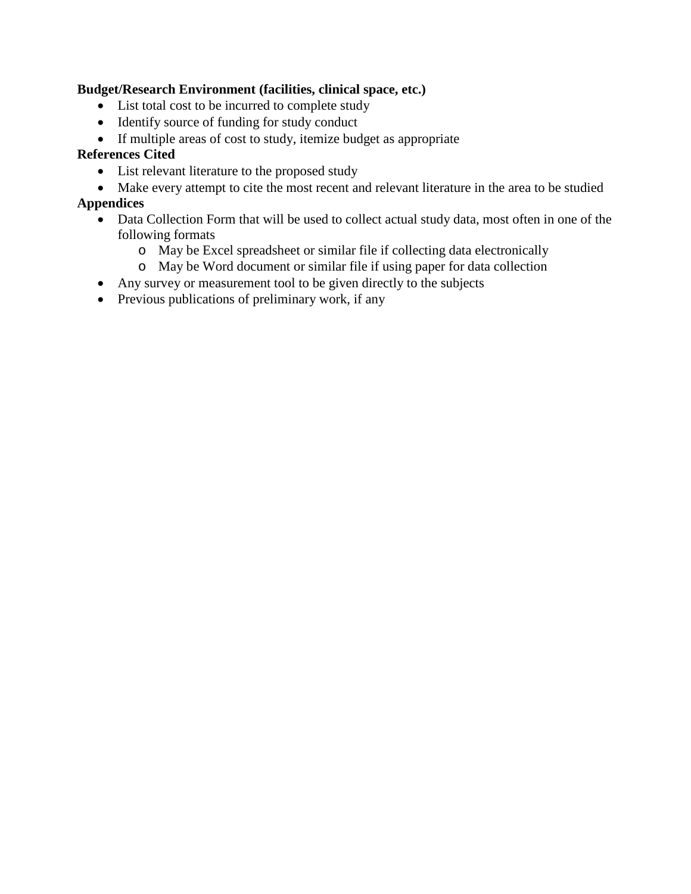**Budget/Research Environment (facilities, clinical space, etc.)**

- List total cost to be incurred to complete study
- Identify source of funding for study conduct
- If multiple areas of cost to study, itemize budget as appropriate

**References Cited**

- List relevant literature to the proposed study
- Make every attempt to cite the most recent and relevant literature in the area to be studied

**Appendices**

- Data Collection Form that will be used to collect actual study data, most often in one of the following formats
  - May be Excel spreadsheet or similar file if collecting data electronically
  - May be Word document or similar file if using paper for data collection
- Any survey or measurement tool to be given directly to the subjects
- Previous publications of preliminary work, if any